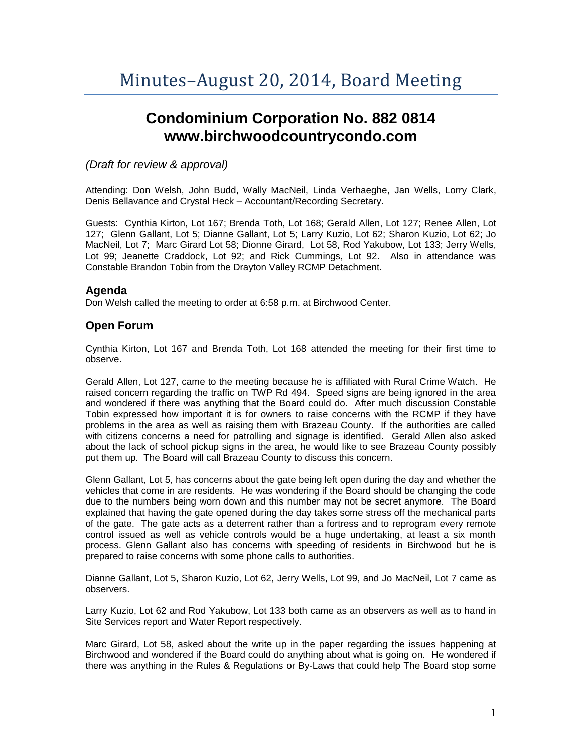# Minutes–August 20, 2014, Board Meeting

## Condominium Corporation No. 882 0814
## www.birchwoodcountrycondo.com

*(Draft for review & approval)*

Attending: Don Welsh, John Budd, Wally MacNeil, Linda Verhaeghe, Jan Wells, Lorry Clark, Denis Bellavance and Crystal Heck – Accountant/Recording Secretary.

Guests: Cynthia Kirton, Lot 167; Brenda Toth, Lot 168; Gerald Allen, Lot 127; Renee Allen, Lot 127; Glenn Gallant, Lot 5; Dianne Gallant, Lot 5; Larry Kuzio, Lot 62; Sharon Kuzio, Lot 62; Jo MacNeil, Lot 7; Marc Girard Lot 58; Dionne Girard, Lot 58, Rod Yakubow, Lot 133; Jerry Wells, Lot 99; Jeanette Craddock, Lot 92; and Rick Cummings, Lot 92. Also in attendance was Constable Brandon Tobin from the Drayton Valley RCMP Detachment.

### Agenda

Don Welsh called the meeting to order at 6:58 p.m. at Birchwood Center.

### Open Forum

Cynthia Kirton, Lot 167 and Brenda Toth, Lot 168 attended the meeting for their first time to observe.

Gerald Allen, Lot 127, came to the meeting because he is affiliated with Rural Crime Watch. He raised concern regarding the traffic on TWP Rd 494. Speed signs are being ignored in the area and wondered if there was anything that the Board could do. After much discussion Constable Tobin expressed how important it is for owners to raise concerns with the RCMP if they have problems in the area as well as raising them with Brazeau County. If the authorities are called with citizens concerns a need for patrolling and signage is identified. Gerald Allen also asked about the lack of school pickup signs in the area, he would like to see Brazeau County possibly put them up. The Board will call Brazeau County to discuss this concern.

Glenn Gallant, Lot 5, has concerns about the gate being left open during the day and whether the vehicles that come in are residents. He was wondering if the Board should be changing the code due to the numbers being worn down and this number may not be secret anymore. The Board explained that having the gate opened during the day takes some stress off the mechanical parts of the gate. The gate acts as a deterrent rather than a fortress and to reprogram every remote control issued as well as vehicle controls would be a huge undertaking, at least a six month process. Glenn Gallant also has concerns with speeding of residents in Birchwood but he is prepared to raise concerns with some phone calls to authorities.

Dianne Gallant, Lot 5, Sharon Kuzio, Lot 62, Jerry Wells, Lot 99, and Jo MacNeil, Lot 7 came as observers.

Larry Kuzio, Lot 62 and Rod Yakubow, Lot 133 both came as an observers as well as to hand in Site Services report and Water Report respectively.

Marc Girard, Lot 58, asked about the write up in the paper regarding the issues happening at Birchwood and wondered if the Board could do anything about what is going on. He wondered if there was anything in the Rules & Regulations or By-Laws that could help The Board stop some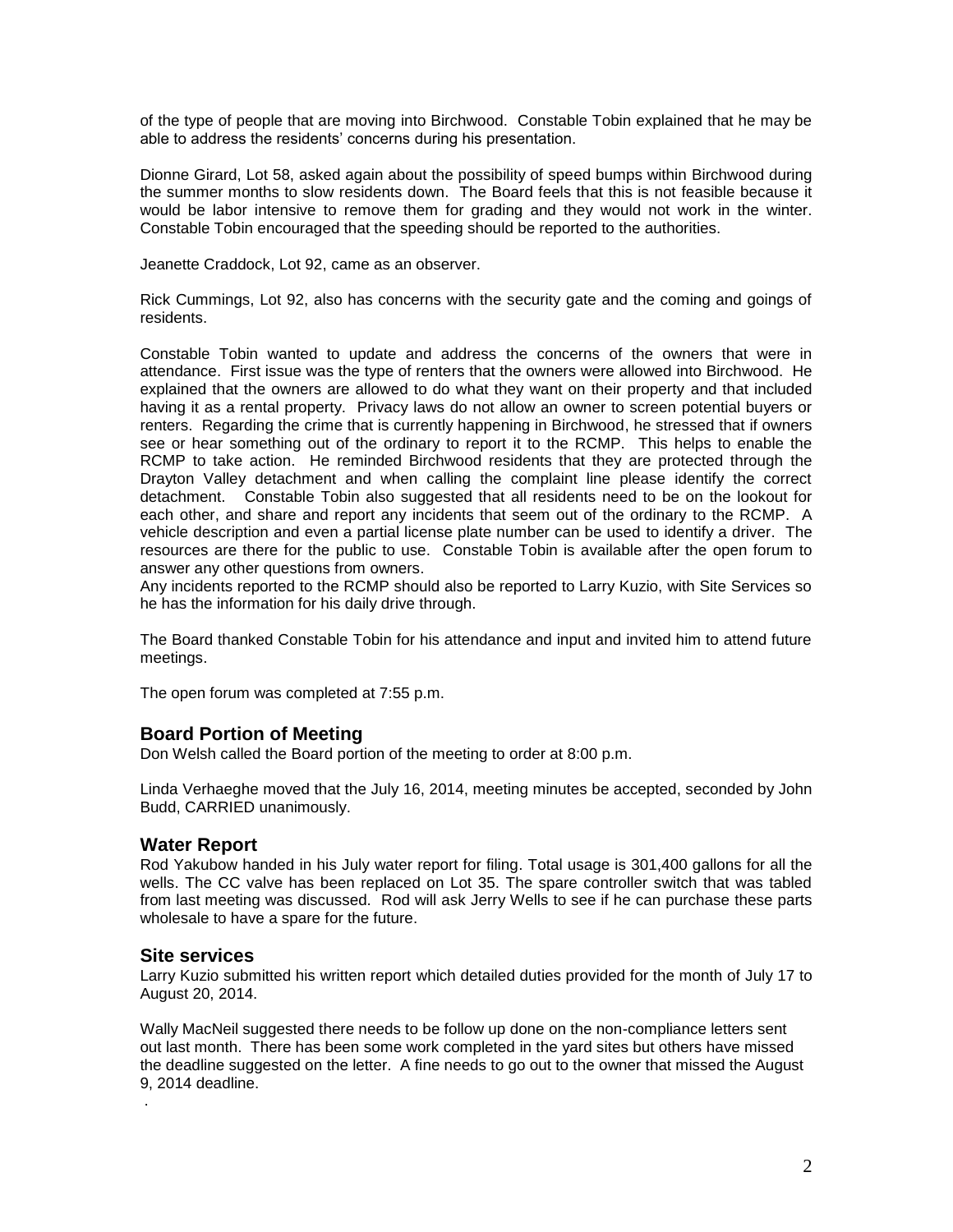of the type of people that are moving into Birchwood. Constable Tobin explained that he may be able to address the residents' concerns during his presentation.

Dionne Girard, Lot 58, asked again about the possibility of speed bumps within Birchwood during the summer months to slow residents down. The Board feels that this is not feasible because it would be labor intensive to remove them for grading and they would not work in the winter. Constable Tobin encouraged that the speeding should be reported to the authorities.

Jeanette Craddock, Lot 92, came as an observer.

Rick Cummings, Lot 92, also has concerns with the security gate and the coming and goings of residents.

Constable Tobin wanted to update and address the concerns of the owners that were in attendance. First issue was the type of renters that the owners were allowed into Birchwood. He explained that the owners are allowed to do what they want on their property and that included having it as a rental property. Privacy laws do not allow an owner to screen potential buyers or renters. Regarding the crime that is currently happening in Birchwood, he stressed that if owners see or hear something out of the ordinary to report it to the RCMP. This helps to enable the RCMP to take action. He reminded Birchwood residents that they are protected through the Drayton Valley detachment and when calling the complaint line please identify the correct detachment. Constable Tobin also suggested that all residents need to be on the lookout for each other, and share and report any incidents that seem out of the ordinary to the RCMP. A vehicle description and even a partial license plate number can be used to identify a driver. The resources are there for the public to use. Constable Tobin is available after the open forum to answer any other questions from owners.
Any incidents reported to the RCMP should also be reported to Larry Kuzio, with Site Services so he has the information for his daily drive through.

The Board thanked Constable Tobin for his attendance and input and invited him to attend future meetings.

The open forum was completed at 7:55 p.m.

## Board Portion of Meeting

Don Welsh called the Board portion of the meeting to order at 8:00 p.m.

Linda Verhaeghe moved that the July 16, 2014, meeting minutes be accepted, seconded by John Budd, CARRIED unanimously.

## Water Report

Rod Yakubow handed in his July water report for filing. Total usage is 301,400 gallons for all the wells. The CC valve has been replaced on Lot 35. The spare controller switch that was tabled from last meeting was discussed. Rod will ask Jerry Wells to see if he can purchase these parts wholesale to have a spare for the future.

## Site services

Larry Kuzio submitted his written report which detailed duties provided for the month of July 17 to August 20, 2014.

Wally MacNeil suggested there needs to be follow up done on the non-compliance letters sent out last month. There has been some work completed in the yard sites but others have missed the deadline suggested on the letter. A fine needs to go out to the owner that missed the August 9, 2014 deadline.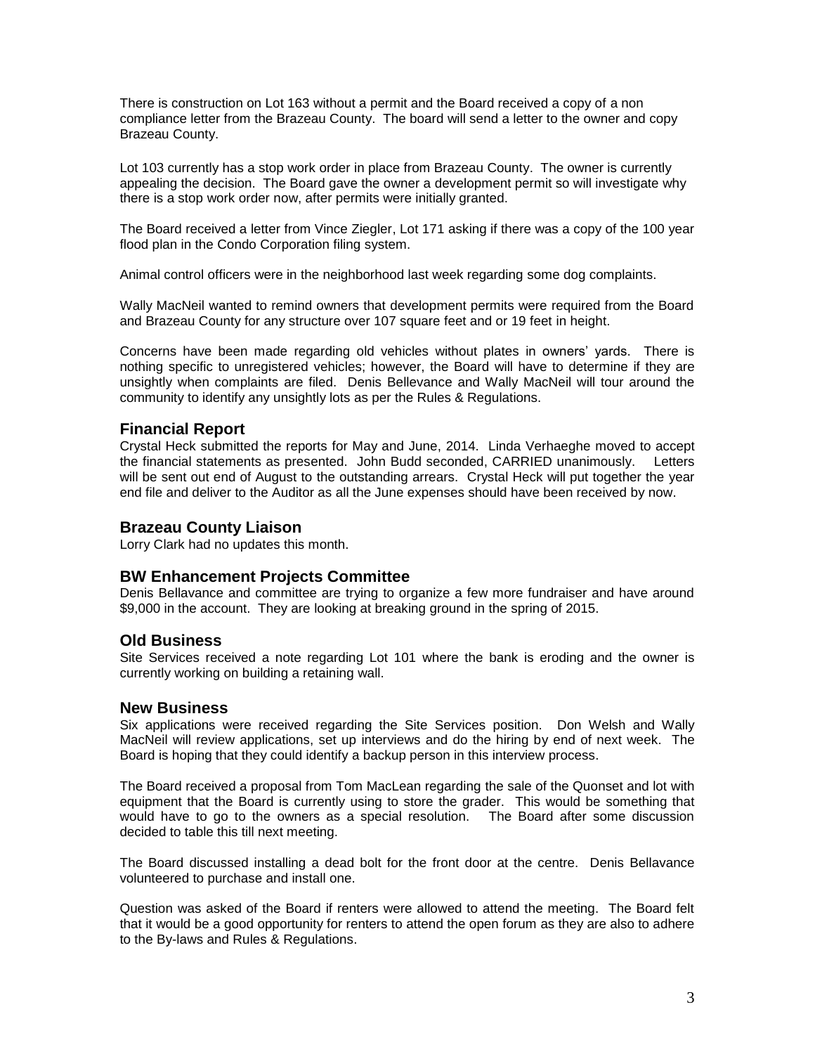There is construction on Lot 163 without a permit and the Board received a copy of a non compliance letter from the Brazeau County. The board will send a letter to the owner and copy Brazeau County.

Lot 103 currently has a stop work order in place from Brazeau County. The owner is currently appealing the decision. The Board gave the owner a development permit so will investigate why there is a stop work order now, after permits were initially granted.

The Board received a letter from Vince Ziegler, Lot 171 asking if there was a copy of the 100 year flood plan in the Condo Corporation filing system.

Animal control officers were in the neighborhood last week regarding some dog complaints.

Wally MacNeil wanted to remind owners that development permits were required from the Board and Brazeau County for any structure over 107 square feet and or 19 feet in height.

Concerns have been made regarding old vehicles without plates in owners' yards. There is nothing specific to unregistered vehicles; however, the Board will have to determine if they are unsightly when complaints are filed. Denis Bellevance and Wally MacNeil will tour around the community to identify any unsightly lots as per the Rules & Regulations.

## Financial Report

Crystal Heck submitted the reports for May and June, 2014. Linda Verhaeghe moved to accept the financial statements as presented. John Budd seconded, CARRIED unanimously. Letters will be sent out end of August to the outstanding arrears. Crystal Heck will put together the year end file and deliver to the Auditor as all the June expenses should have been received by now.

## Brazeau County Liaison

Lorry Clark had no updates this month.

## BW Enhancement Projects Committee

Denis Bellavance and committee are trying to organize a few more fundraiser and have around $9,000 in the account. They are looking at breaking ground in the spring of 2015.

## Old Business

Site Services received a note regarding Lot 101 where the bank is eroding and the owner is currently working on building a retaining wall.

## New Business

Six applications were received regarding the Site Services position. Don Welsh and Wally MacNeil will review applications, set up interviews and do the hiring by end of next week. The Board is hoping that they could identify a backup person in this interview process.

The Board received a proposal from Tom MacLean regarding the sale of the Quonset and lot with equipment that the Board is currently using to store the grader. This would be something that would have to go to the owners as a special resolution. The Board after some discussion decided to table this till next meeting.

The Board discussed installing a dead bolt for the front door at the centre. Denis Bellavance volunteered to purchase and install one.

Question was asked of the Board if renters were allowed to attend the meeting. The Board felt that it would be a good opportunity for renters to attend the open forum as they are also to adhere to the By-laws and Rules & Regulations.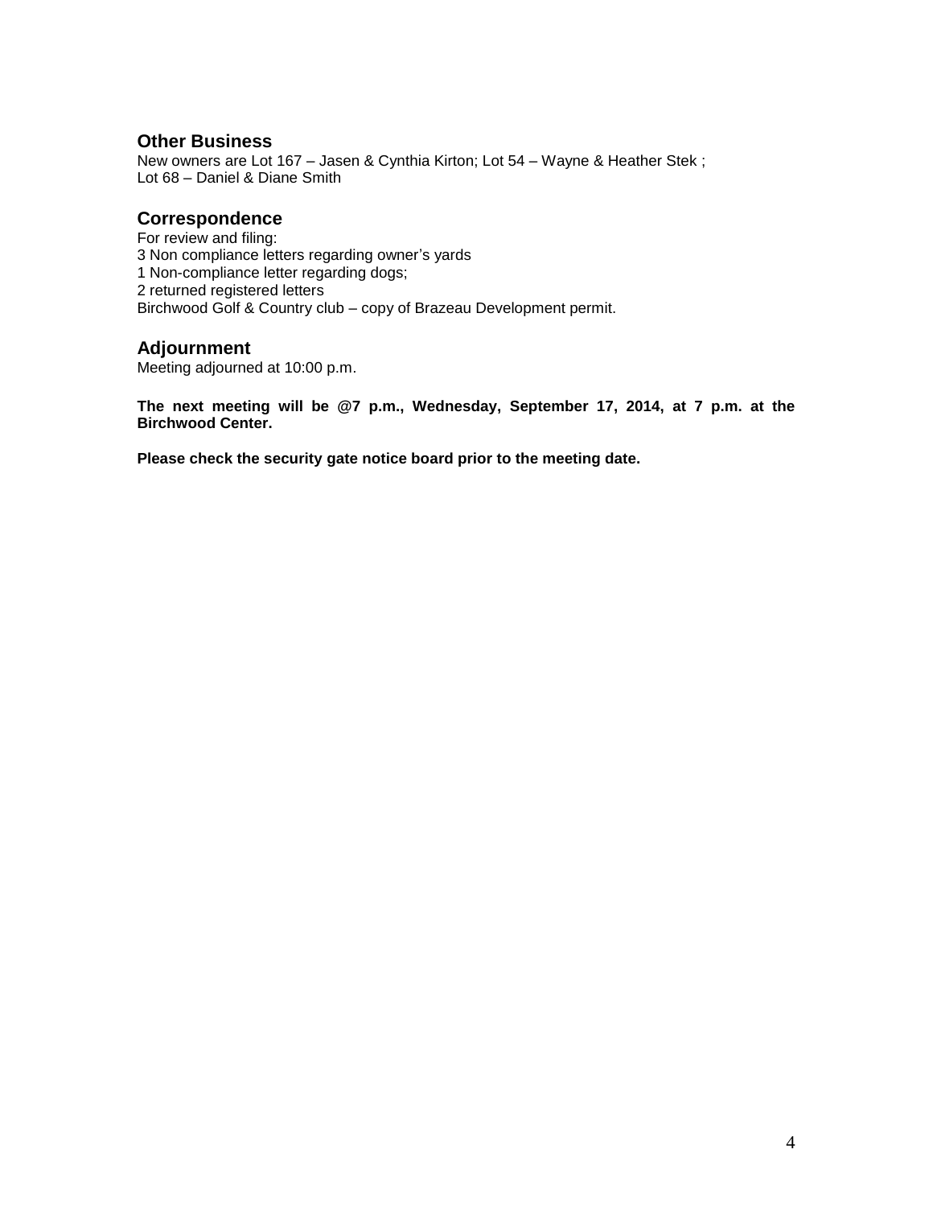## Other Business

New owners are Lot 167 – Jasen & Cynthia Kirton; Lot 54 – Wayne & Heather Stek ;
Lot 68 – Daniel & Diane Smith

## Correspondence

For review and filing:
3 Non compliance letters regarding owner's yards
1 Non-compliance letter regarding dogs;
2 returned registered letters
Birchwood Golf & Country club – copy of Brazeau Development permit.

## Adjournment

Meeting adjourned at 10:00 p.m.

**The next meeting will be @7 p.m., Wednesday, September 17, 2014, at 7 p.m. at the Birchwood Center.**

**Please check the security gate notice board prior to the meeting date.**